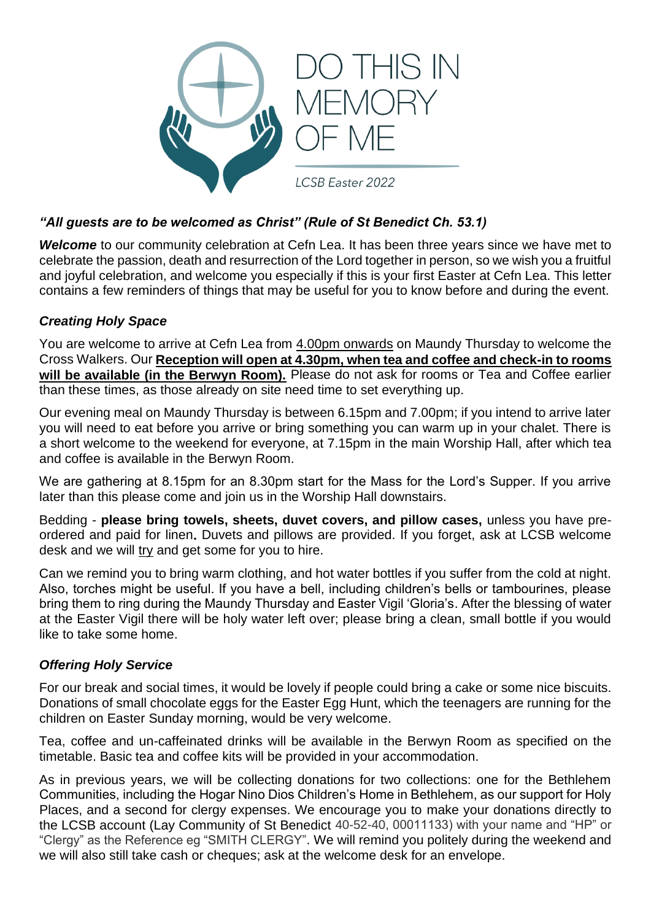# DO THIS IN MEMORY OF ME

*LCSB Easter 2022*

***"All guests are to be welcomed as Christ" (Rule of St Benedict Ch. 53.1)***

***Welcome*** to our community celebration at Cefn Lea. It has been three years since we have met to celebrate the passion, death and resurrection of the Lord together in person, so we wish you a fruitful and joyful celebration, and welcome you especially if this is your first Easter at Cefn Lea. This letter contains a few reminders of things that may be useful for you to know before and during the event.

### *Creating Holy Space*

You are welcome to arrive at Cefn Lea from 4.00pm onwards on Maundy Thursday to welcome the Cross Walkers. Our **Reception will open at 4.30pm, when tea and coffee and check-in to rooms will be available (in the Berwyn Room).** Please do not ask for rooms or Tea and Coffee earlier than these times, as those already on site need time to set everything up.

Our evening meal on Maundy Thursday is between 6.15pm and 7.00pm; if you intend to arrive later you will need to eat before you arrive or bring something you can warm up in your chalet. There is a short welcome to the weekend for everyone, at 7.15pm in the main Worship Hall, after which tea and coffee is available in the Berwyn Room.

We are gathering at 8.15pm for an 8.30pm start for the Mass for the Lord's Supper. If you arrive later than this please come and join us in the Worship Hall downstairs.

Bedding - **please bring towels, sheets, duvet covers, and pillow cases,** unless you have pre-ordered and paid for linen**.** Duvets and pillows are provided. If you forget, ask at LCSB welcome desk and we will try and get some for you to hire.

Can we remind you to bring warm clothing, and hot water bottles if you suffer from the cold at night. Also, torches might be useful. If you have a bell, including children's bells or tambourines, please bring them to ring during the Maundy Thursday and Easter Vigil 'Gloria's. After the blessing of water at the Easter Vigil there will be holy water left over; please bring a clean, small bottle if you would like to take some home.

### *Offering Holy Service*

For our break and social times, it would be lovely if people could bring a cake or some nice biscuits. Donations of small chocolate eggs for the Easter Egg Hunt, which the teenagers are running for the children on Easter Sunday morning, would be very welcome.

Tea, coffee and un-caffeinated drinks will be available in the Berwyn Room as specified on the timetable. Basic tea and coffee kits will be provided in your accommodation.

As in previous years, we will be collecting donations for two collections: one for the Bethlehem Communities, including the Hogar Nino Dios Children's Home in Bethlehem, as our support for Holy Places, and a second for clergy expenses. We encourage you to make your donations directly to the LCSB account (Lay Community of St Benedict 40-52-40, 00011133) with your name and "HP" or "Clergy" as the Reference eg "SMITH CLERGY". We will remind you politely during the weekend and we will also still take cash or cheques; ask at the welcome desk for an envelope.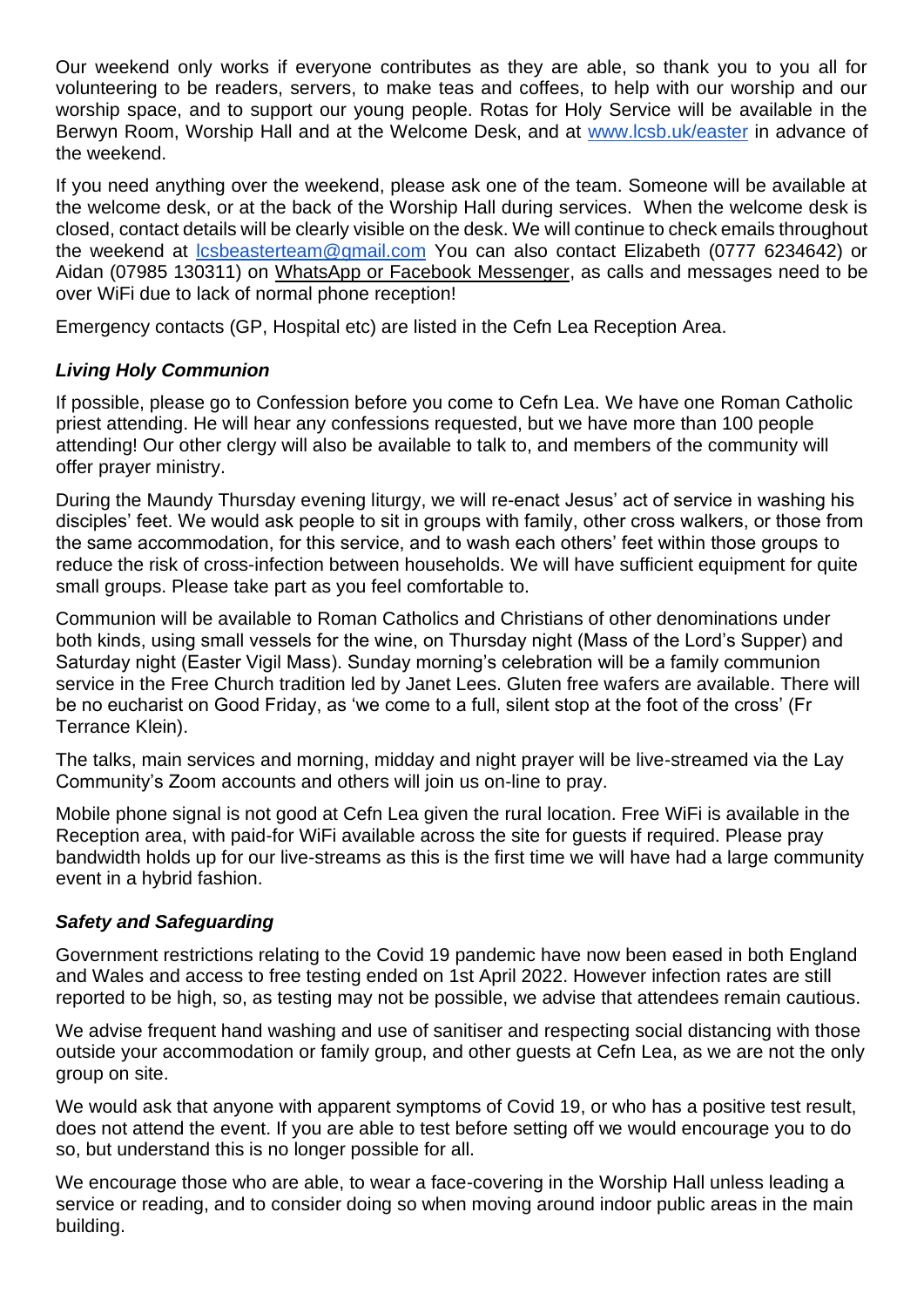Our weekend only works if everyone contributes as they are able, so thank you to you all for volunteering to be readers, servers, to make teas and coffees, to help with our worship and our worship space, and to support our young people. Rotas for Holy Service will be available in the Berwyn Room, Worship Hall and at the Welcome Desk, and at www.lcsb.uk/easter in advance of the weekend.

If you need anything over the weekend, please ask one of the team. Someone will be available at the welcome desk, or at the back of the Worship Hall during services. When the welcome desk is closed, contact details will be clearly visible on the desk. We will continue to check emails throughout the weekend at lcsbeasterteam@gmail.com You can also contact Elizabeth (0777 6234642) or Aidan (07985 130311) on WhatsApp or Facebook Messenger, as calls and messages need to be over WiFi due to lack of normal phone reception!

Emergency contacts (GP, Hospital etc) are listed in the Cefn Lea Reception Area.

### *Living Holy Communion*

If possible, please go to Confession before you come to Cefn Lea. We have one Roman Catholic priest attending. He will hear any confessions requested, but we have more than 100 people attending! Our other clergy will also be available to talk to, and members of the community will offer prayer ministry.

During the Maundy Thursday evening liturgy, we will re-enact Jesus' act of service in washing his disciples' feet. We would ask people to sit in groups with family, other cross walkers, or those from the same accommodation, for this service, and to wash each others' feet within those groups to reduce the risk of cross-infection between households. We will have sufficient equipment for quite small groups. Please take part as you feel comfortable to.

Communion will be available to Roman Catholics and Christians of other denominations under both kinds, using small vessels for the wine, on Thursday night (Mass of the Lord's Supper) and Saturday night (Easter Vigil Mass). Sunday morning's celebration will be a family communion service in the Free Church tradition led by Janet Lees. Gluten free wafers are available. There will be no eucharist on Good Friday, as 'we come to a full, silent stop at the foot of the cross' (Fr Terrance Klein).

The talks, main services and morning, midday and night prayer will be live-streamed via the Lay Community's Zoom accounts and others will join us on-line to pray.

Mobile phone signal is not good at Cefn Lea given the rural location. Free WiFi is available in the Reception area, with paid-for WiFi available across the site for guests if required. Please pray bandwidth holds up for our live-streams as this is the first time we will have had a large community event in a hybrid fashion.

### *Safety and Safeguarding*

Government restrictions relating to the Covid 19 pandemic have now been eased in both England and Wales and access to free testing ended on 1st April 2022. However infection rates are still reported to be high, so, as testing may not be possible, we advise that attendees remain cautious.

We advise frequent hand washing and use of sanitiser and respecting social distancing with those outside your accommodation or family group, and other guests at Cefn Lea, as we are not the only group on site.

We would ask that anyone with apparent symptoms of Covid 19, or who has a positive test result, does not attend the event. If you are able to test before setting off we would encourage you to do so, but understand this is no longer possible for all.

We encourage those who are able, to wear a face-covering in the Worship Hall unless leading a service or reading, and to consider doing so when moving around indoor public areas in the main building.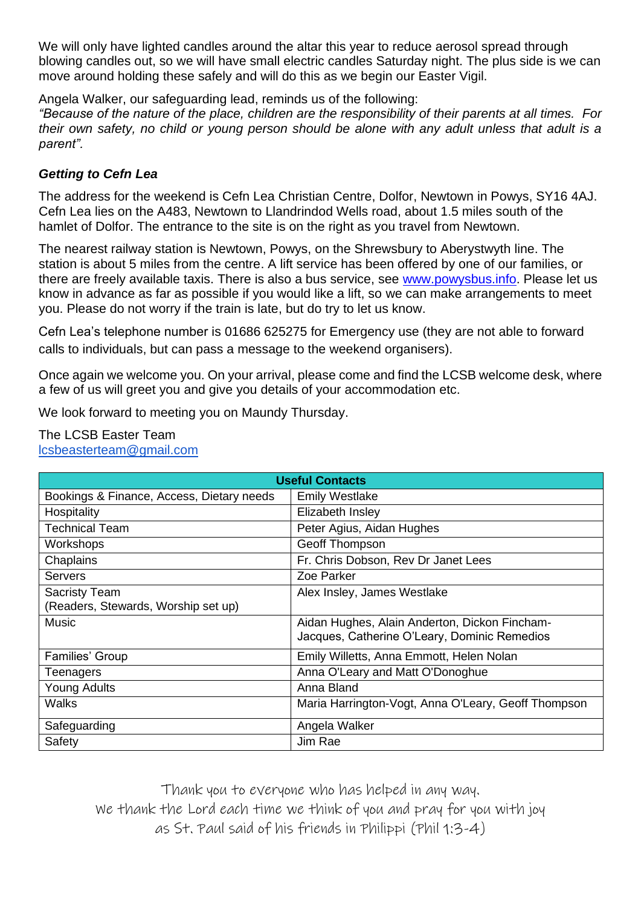We will only have lighted candles around the altar this year to reduce aerosol spread through blowing candles out, so we will have small electric candles Saturday night. The plus side is we can move around holding these safely and will do this as we begin our Easter Vigil.

Angela Walker, our safeguarding lead, reminds us of the following:
*"Because of the nature of the place, children are the responsibility of their parents at all times. For their own safety, no child or young person should be alone with any adult unless that adult is a parent".*

### *Getting to Cefn Lea*

The address for the weekend is Cefn Lea Christian Centre, Dolfor, Newtown in Powys, SY16 4AJ. Cefn Lea lies on the A483, Newtown to Llandrindod Wells road, about 1.5 miles south of the hamlet of Dolfor. The entrance to the site is on the right as you travel from Newtown.

The nearest railway station is Newtown, Powys, on the Shrewsbury to Aberystwyth line. The station is about 5 miles from the centre. A lift service has been offered by one of our families, or there are freely available taxis. There is also a bus service, see www.powysbus.info. Please let us know in advance as far as possible if you would like a lift, so we can make arrangements to meet you. Please do not worry if the train is late, but do try to let us know.

Cefn Lea's telephone number is 01686 625275 for Emergency use (they are not able to forward calls to individuals, but can pass a message to the weekend organisers).

Once again we welcome you. On your arrival, please come and find the LCSB welcome desk, where a few of us will greet you and give you details of your accommodation etc.

We look forward to meeting you on Maundy Thursday.

The LCSB Easter Team
lcsbeasterteam@gmail.com

| **Useful Contacts** | |
|---|---|
| Bookings & Finance, Access, Dietary needs | Emily Westlake |
| Hospitality | Elizabeth Insley |
| Technical Team | Peter Agius, Aidan Hughes |
| Workshops | Geoff Thompson |
| Chaplains | Fr. Chris Dobson, Rev Dr Janet Lees |
| Servers | Zoe Parker |
| Sacristy Team (Readers, Stewards, Worship set up) | Alex Insley, James Westlake |
| Music | Aidan Hughes, Alain Anderton, Dickon Fincham-Jacques, Catherine O'Leary, Dominic Remedios |
| Families' Group | Emily Willetts, Anna Emmott, Helen Nolan |
| Teenagers | Anna O'Leary and Matt O'Donoghue |
| Young Adults | Anna Bland |
| Walks | Maria Harrington-Vogt, Anna O'Leary, Geoff Thompson |
| Safeguarding | Angela Walker |
| Safety | Jim Rae |

Thank you to everyone who has helped in any way.
We thank the Lord each time we think of you and pray for you with joy
as St. Paul said of his friends in Philippi (Phil 1:3-4)